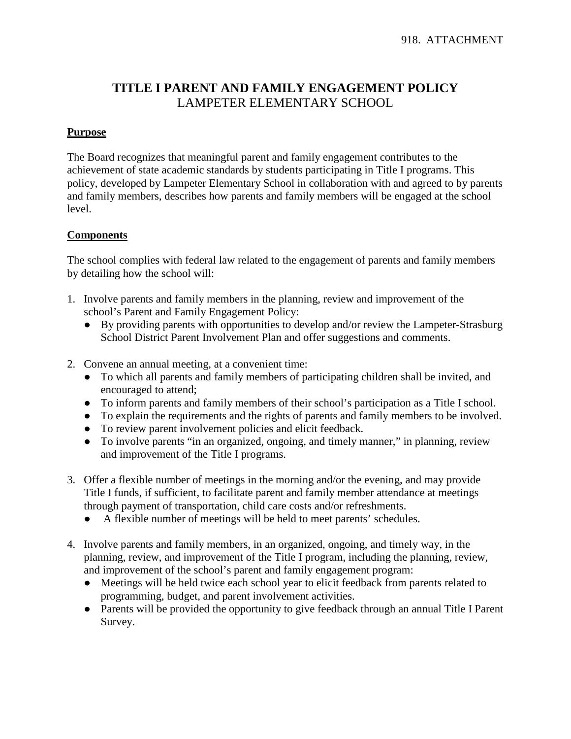918. ATTACHMENT

# TITLE I PARENT AND FAMILY ENGAGEMENT POLICY
LAMPETER ELEMENTARY SCHOOL

## Purpose

The Board recognizes that meaningful parent and family engagement contributes to the achievement of state academic standards by students participating in Title I programs. This policy, developed by Lampeter Elementary School in collaboration with and agreed to by parents and family members, describes how parents and family members will be engaged at the school level.

## Components

The school complies with federal law related to the engagement of parents and family members by detailing how the school will:

1. Involve parents and family members in the planning, review and improvement of the school's Parent and Family Engagement Policy:
   - By providing parents with opportunities to develop and/or review the Lampeter-Strasburg School District Parent Involvement Plan and offer suggestions and comments.

2. Convene an annual meeting, at a convenient time:
   - To which all parents and family members of participating children shall be invited, and encouraged to attend;
   - To inform parents and family members of their school's participation as a Title I school.
   - To explain the requirements and the rights of parents and family members to be involved.
   - To review parent involvement policies and elicit feedback.
   - To involve parents "in an organized, ongoing, and timely manner," in planning, review and improvement of the Title I programs.

3. Offer a flexible number of meetings in the morning and/or the evening, and may provide Title I funds, if sufficient, to facilitate parent and family member attendance at meetings through payment of transportation, child care costs and/or refreshments.
   - A flexible number of meetings will be held to meet parents' schedules.

4. Involve parents and family members, in an organized, ongoing, and timely way, in the planning, review, and improvement of the Title I program, including the planning, review, and improvement of the school's parent and family engagement program:
   - Meetings will be held twice each school year to elicit feedback from parents related to programming, budget, and parent involvement activities.
   - Parents will be provided the opportunity to give feedback through an annual Title I Parent Survey.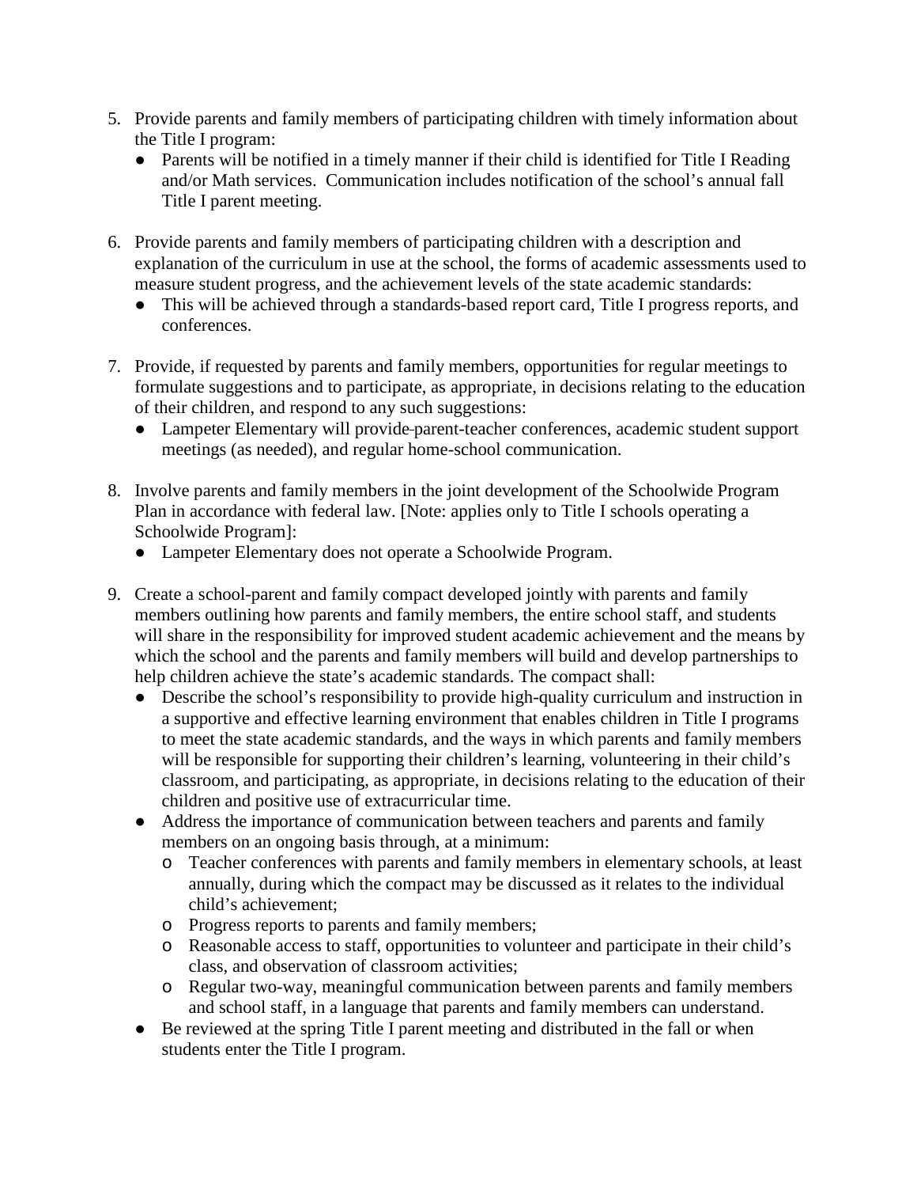5. Provide parents and family members of participating children with timely information about the Title I program:
   - Parents will be notified in a timely manner if their child is identified for Title I Reading and/or Math services. Communication includes notification of the school's annual fall Title I parent meeting.

6. Provide parents and family members of participating children with a description and explanation of the curriculum in use at the school, the forms of academic assessments used to measure student progress, and the achievement levels of the state academic standards:
   - This will be achieved through a standards-based report card, Title I progress reports, and conferences.

7. Provide, if requested by parents and family members, opportunities for regular meetings to formulate suggestions and to participate, as appropriate, in decisions relating to the education of their children, and respond to any such suggestions:
   - Lampeter Elementary will provide parent-teacher conferences, academic student support meetings (as needed), and regular home-school communication.

8. Involve parents and family members in the joint development of the Schoolwide Program Plan in accordance with federal law. [Note: applies only to Title I schools operating a Schoolwide Program]:
   - Lampeter Elementary does not operate a Schoolwide Program.

9. Create a school-parent and family compact developed jointly with parents and family members outlining how parents and family members, the entire school staff, and students will share in the responsibility for improved student academic achievement and the means by which the school and the parents and family members will build and develop partnerships to help children achieve the state's academic standards. The compact shall:
   - Describe the school's responsibility to provide high-quality curriculum and instruction in a supportive and effective learning environment that enables children in Title I programs to meet the state academic standards, and the ways in which parents and family members will be responsible for supporting their children's learning, volunteering in their child's classroom, and participating, as appropriate, in decisions relating to the education of their children and positive use of extracurricular time.
   - Address the importance of communication between teachers and parents and family members on an ongoing basis through, at a minimum:
     - Teacher conferences with parents and family members in elementary schools, at least annually, during which the compact may be discussed as it relates to the individual child's achievement;
     - Progress reports to parents and family members;
     - Reasonable access to staff, opportunities to volunteer and participate in their child's class, and observation of classroom activities;
     - Regular two-way, meaningful communication between parents and family members and school staff, in a language that parents and family members can understand.
   - Be reviewed at the spring Title I parent meeting and distributed in the fall or when students enter the Title I program.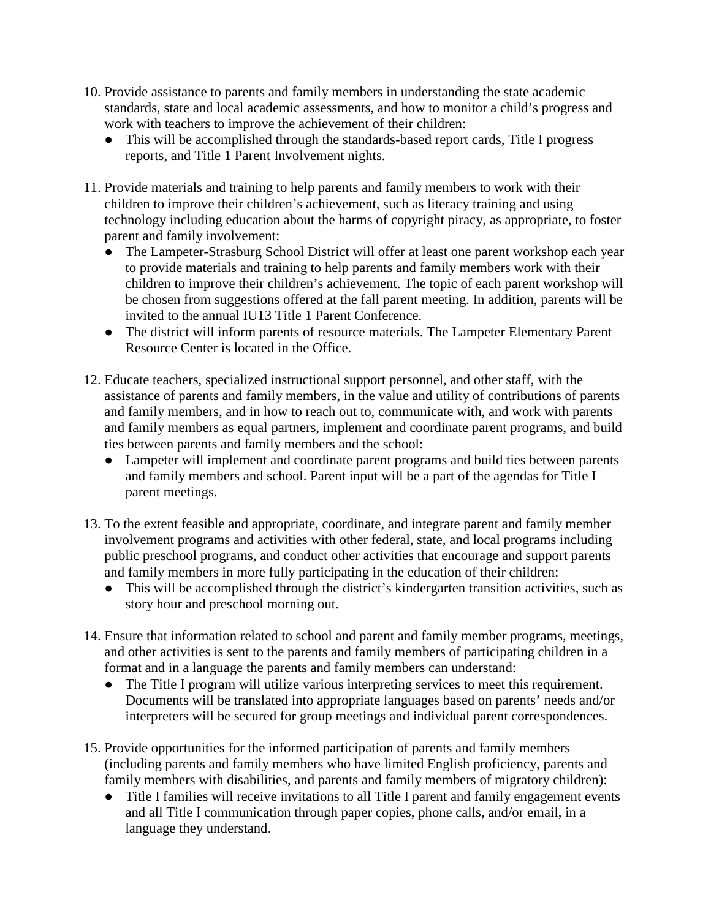10. Provide assistance to parents and family members in understanding the state academic standards, state and local academic assessments, and how to monitor a child's progress and work with teachers to improve the achievement of their children:
    - This will be accomplished through the standards-based report cards, Title I progress reports, and Title 1 Parent Involvement nights.

11. Provide materials and training to help parents and family members to work with their children to improve their children's achievement, such as literacy training and using technology including education about the harms of copyright piracy, as appropriate, to foster parent and family involvement:
    - The Lampeter-Strasburg School District will offer at least one parent workshop each year to provide materials and training to help parents and family members work with their children to improve their children's achievement. The topic of each parent workshop will be chosen from suggestions offered at the fall parent meeting. In addition, parents will be invited to the annual IU13 Title 1 Parent Conference.
    - The district will inform parents of resource materials. The Lampeter Elementary Parent Resource Center is located in the Office.

12. Educate teachers, specialized instructional support personnel, and other staff, with the assistance of parents and family members, in the value and utility of contributions of parents and family members, and in how to reach out to, communicate with, and work with parents and family members as equal partners, implement and coordinate parent programs, and build ties between parents and family members and the school:
    - Lampeter will implement and coordinate parent programs and build ties between parents and family members and school. Parent input will be a part of the agendas for Title I parent meetings.

13. To the extent feasible and appropriate, coordinate, and integrate parent and family member involvement programs and activities with other federal, state, and local programs including public preschool programs, and conduct other activities that encourage and support parents and family members in more fully participating in the education of their children:
    - This will be accomplished through the district's kindergarten transition activities, such as story hour and preschool morning out.

14. Ensure that information related to school and parent and family member programs, meetings, and other activities is sent to the parents and family members of participating children in a format and in a language the parents and family members can understand:
    - The Title I program will utilize various interpreting services to meet this requirement. Documents will be translated into appropriate languages based on parents' needs and/or interpreters will be secured for group meetings and individual parent correspondences.

15. Provide opportunities for the informed participation of parents and family members (including parents and family members who have limited English proficiency, parents and family members with disabilities, and parents and family members of migratory children):
    - Title I families will receive invitations to all Title I parent and family engagement events and all Title I communication through paper copies, phone calls, and/or email, in a language they understand.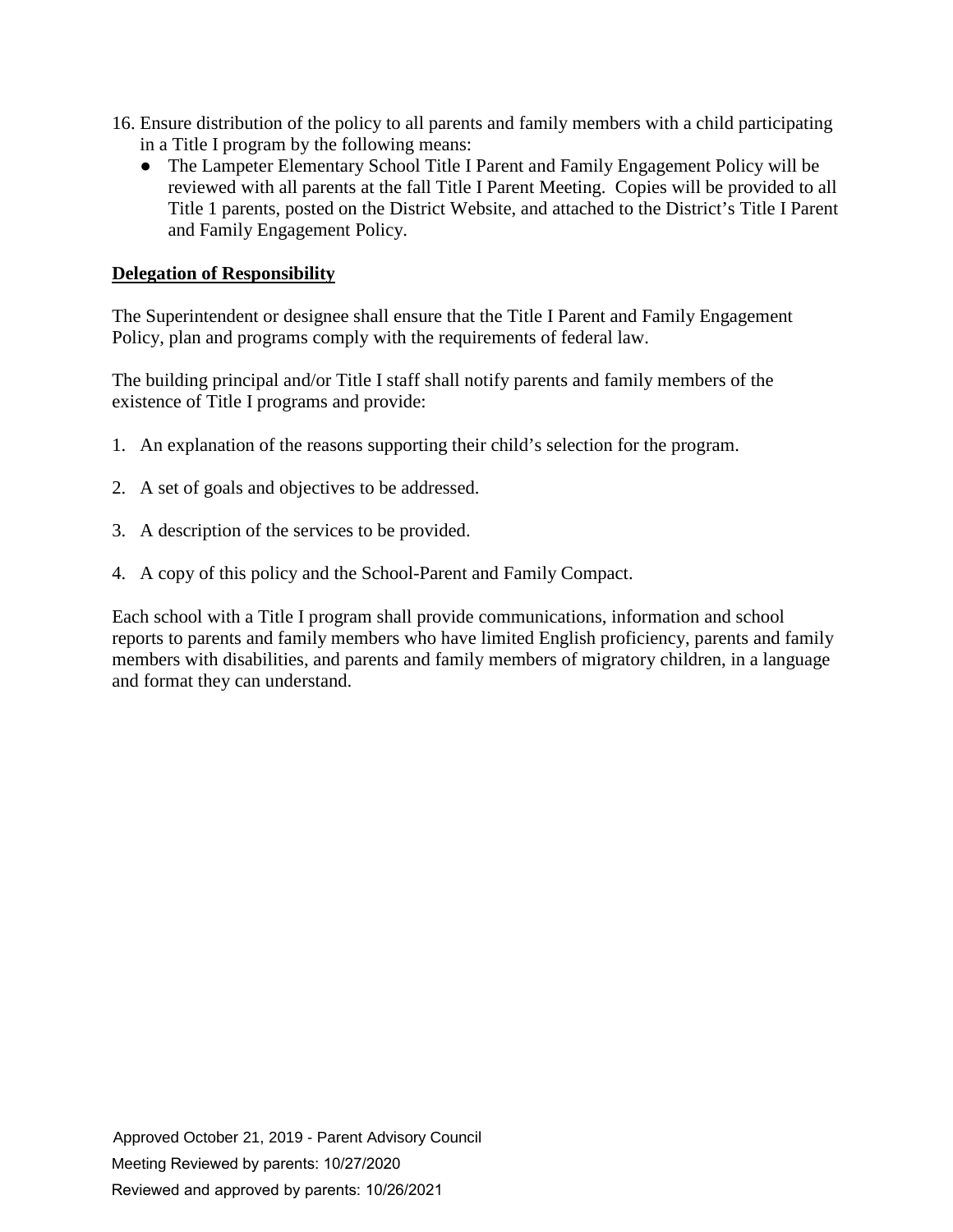16. Ensure distribution of the policy to all parents and family members with a child participating in a Title I program by the following means:
    - The Lampeter Elementary School Title I Parent and Family Engagement Policy will be reviewed with all parents at the fall Title I Parent Meeting. Copies will be provided to all Title 1 parents, posted on the District Website, and attached to the District's Title I Parent and Family Engagement Policy.

**<u>Delegation of Responsibility</u>**

The Superintendent or designee shall ensure that the Title I Parent and Family Engagement Policy, plan and programs comply with the requirements of federal law.

The building principal and/or Title I staff shall notify parents and family members of the existence of Title I programs and provide:

1. An explanation of the reasons supporting their child's selection for the program.

2. A set of goals and objectives to be addressed.

3. A description of the services to be provided.

4. A copy of this policy and the School-Parent and Family Compact.

Each school with a Title I program shall provide communications, information and school reports to parents and family members who have limited English proficiency, parents and family members with disabilities, and parents and family members of migratory children, in a language and format they can understand.

Approved October 21, 2019 - Parent Advisory Council

Meeting Reviewed by parents: 10/27/2020

Reviewed and approved by parents: 10/26/2021